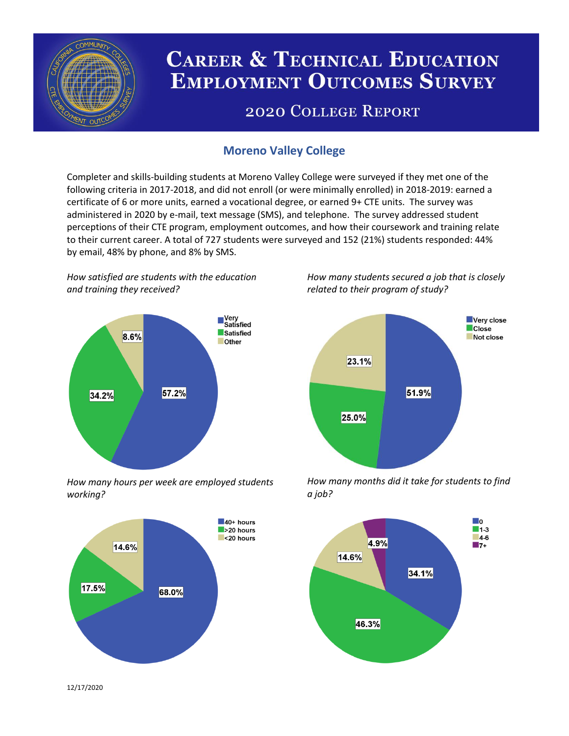# Career & Technical Education Employment Outcomes Survey

## 2020 College Report

### Moreno Valley College

Completer and skills-building students at Moreno Valley College were surveyed if they met one of the following criteria in 2017-2018, and did not enroll (or were minimally enrolled) in 2018-2019: earned a certificate of 6 or more units, earned a vocational degree, or earned 9+ CTE units. The survey was administered in 2020 by e-mail, text message (SMS), and telephone. The survey addressed student perceptions of their CTE program, employment outcomes, and how their coursework and training relate to their current career. A total of 727 students were surveyed and 152 (21%) students responded: 44% by email, 48% by phone, and 8% by SMS.

*How satisfied are students with the education and training they received?*

| Response | Percent |
|---|---|
| Very Satisfied | 57.2% |
| Satisfied | 34.2% |
| Other | 8.6% |

*How many students secured a job that is closely related to their program of study?*

| Response | Percent |
|---|---|
| Very close | 51.9% |
| Close | 25.0% |
| Not close | 23.1% |

*How many hours per week are employed students working?*

| Response | Percent |
|---|---|
| 40+ hours | 68.0% |
| >20 hours | 17.5% |
| <20 hours | 14.6% |

*How many months did it take for students to find a job?*

| Response | Percent |
|---|---|
| 0 | 34.1% |
| 1-3 | 46.3% |
| 4-6 | 14.6% |
| 7+ | 4.9% |

12/17/2020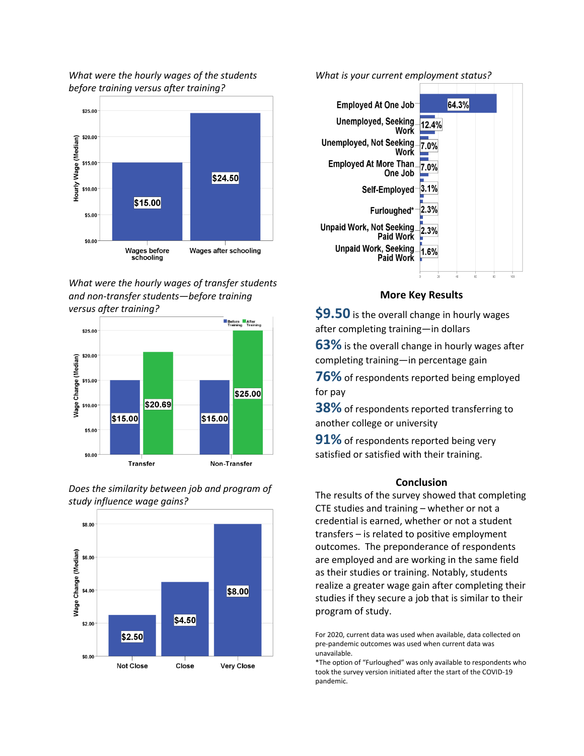*What were the hourly wages of the students before training versus after training?*

Hourly Wage (Median)

$25.00
$20.00
$15.00
$10.00
$5.00
$0.00

$15.00
$24.50

Wages before schooling
Wages after schooling

*What were the hourly wages of transfer students and non-transfer students—before training versus after training?*

Before Training
After Training

Wage Change (Median)

$25.00
$20.00
$15.00
$10.00
$5.00
$0.00

$15.00
$20.69
$15.00
$25.00

Transfer
Non-Transfer

*Does the similarity between job and program of study influence wage gains?*

Wage Change (Median)

$8.00
$6.00
$4.00
$2.00
$0.00

$2.50
$4.50
$8.00

Not Close
Close
Very Close

*What is your current employment status?*

Employed At One Job
64.3%

Unemployed, Seeking Work
12.4%

Unemployed, Not Seeking Work
7.0%

Employed At More Than One Job
7.0%

Self-Employed
3.1%

Furloughed*
2.3%

Unpaid Work, Not Seeking Paid Work
2.3%

Unpaid Work, Seeking Paid Work
1.6%

0
20
40
60
80
100

## More Key Results

**$9.50** is the overall change in hourly wages after completing training—in dollars

**63%** is the overall change in hourly wages after completing training—in percentage gain

**76%** of respondents reported being employed for pay

**38%** of respondents reported transferring to another college or university

**91%** of respondents reported being very satisfied or satisfied with their training.

## Conclusion

The results of the survey showed that completing CTE studies and training – whether or not a credential is earned, whether or not a student transfers – is related to positive employment outcomes. The preponderance of respondents are employed and are working in the same field as their studies or training. Notably, students realize a greater wage gain after completing their studies if they secure a job that is similar to their program of study.

For 2020, current data was used when available, data collected on pre-pandemic outcomes was used when current data was unavailable.

*The option of "Furloughed" was only available to respondents who took the survey version initiated after the start of the COVID-19 pandemic.